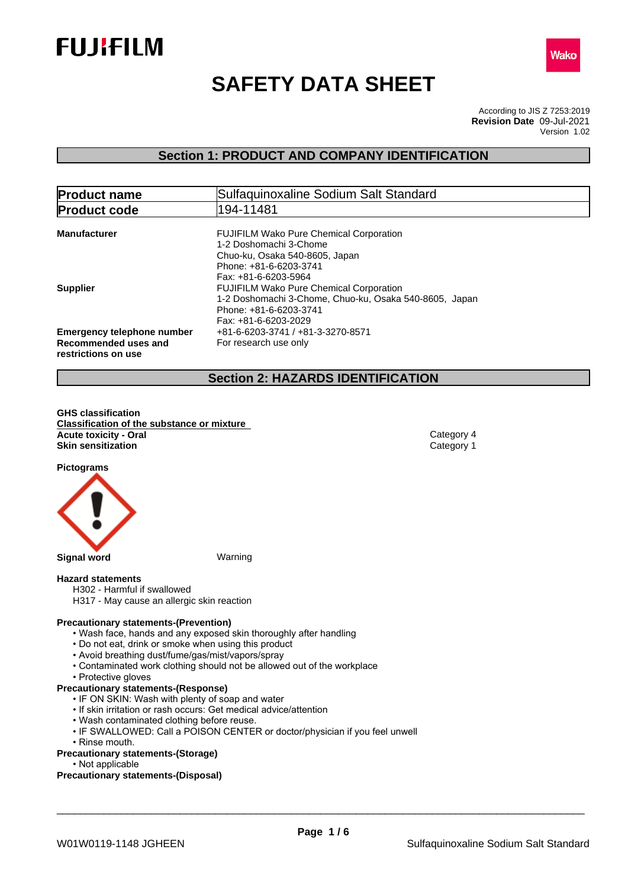FUJIFILM

Wako

# SAFETY DATA SHEET

According to JIS Z 7253:2019
**Revision Date** 09-Jul-2021
Version 1.02

## Section 1: PRODUCT AND COMPANY IDENTIFICATION

| **Product name** | Sulfaquinoxaline Sodium Salt Standard |
| --- | --- |
| **Product code** | 194-11481 |

**Manufacturer**
FUJIFILM Wako Pure Chemical Corporation
1-2 Doshomachi 3-Chome
Chuo-ku, Osaka 540-8605, Japan
Phone: +81-6-6203-3741
Fax: +81-6-6203-5964

**Supplier**
FUJIFILM Wako Pure Chemical Corporation
1-2 Doshomachi 3-Chome, Chuo-ku, Osaka 540-8605, Japan
Phone: +81-6-6203-3741
Fax: +81-6-6203-2029

**Emergency telephone number** +81-6-6203-3741 / +81-3-3270-8571

**Recommended uses and restrictions on use** For research use only

## Section 2: HAZARDS IDENTIFICATION

**GHS classification**

**Classification of the substance or mixture**

| | |
| --- | --- |
| **Acute toxicity - Oral** | Category 4 |
| **Skin sensitization** | Category 1 |

**Pictograms**

**Signal word** Warning

**Hazard statements**

H302 - Harmful if swallowed
H317 - May cause an allergic skin reaction

**Precautionary statements-(Prevention)**

- Wash face, hands and any exposed skin thoroughly after handling
- Do not eat, drink or smoke when using this product
- Avoid breathing dust/fume/gas/mist/vapors/spray
- Contaminated work clothing should not be allowed out of the workplace
- Protective gloves

**Precautionary statements-(Response)**

- IF ON SKIN: Wash with plenty of soap and water
- If skin irritation or rash occurs: Get medical advice/attention
- Wash contaminated clothing before reuse.
- IF SWALLOWED: Call a POISON CENTER or doctor/physician if you feel unwell
- Rinse mouth.

**Precautionary statements-(Storage)**

- Not applicable

**Precautionary statements-(Disposal)**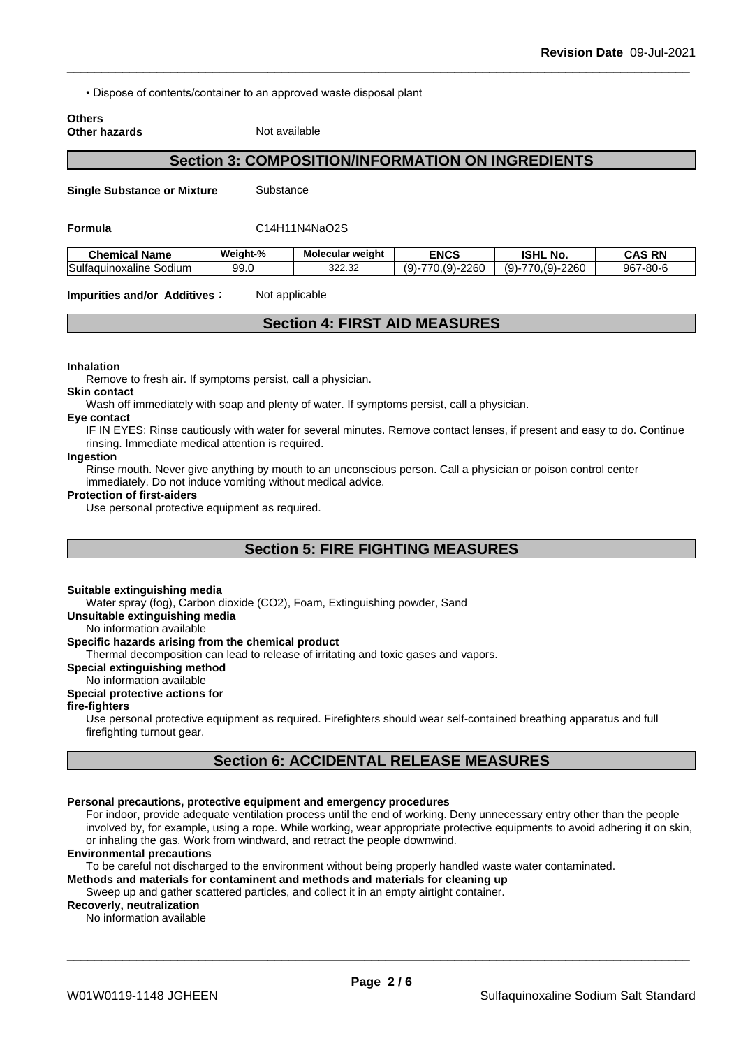• Dispose of contents/container to an approved waste disposal plant

**Others**
**Other hazards** Not available

## Section 3: COMPOSITION/INFORMATION ON INGREDIENTS

**Single Substance or Mixture** Substance

**Formula** $C14H11N4NaO2S$

| Chemical Name | Weight-% | Molecular weight | ENCS | ISHL No. | CAS RN |
|---|---|---|---|---|---|
| Sulfaquinoxaline Sodium | 99.0 | 322.32 | (9)-770,(9)-2260 | (9)-770,(9)-2260 | 967-80-6 |

**Impurities and/or Additives :** Not applicable

## Section 4: FIRST AID MEASURES

**Inhalation**
Remove to fresh air. If symptoms persist, call a physician.

**Skin contact**
Wash off immediately with soap and plenty of water. If symptoms persist, call a physician.

**Eye contact**
IF IN EYES: Rinse cautiously with water for several minutes. Remove contact lenses, if present and easy to do. Continue rinsing. Immediate medical attention is required.

**Ingestion**
Rinse mouth. Never give anything by mouth to an unconscious person. Call a physician or poison control center immediately. Do not induce vomiting without medical advice.

**Protection of first-aiders**
Use personal protective equipment as required.

## Section 5: FIRE FIGHTING MEASURES

**Suitable extinguishing media**
Water spray (fog), Carbon dioxide (CO2), Foam, Extinguishing powder, Sand

**Unsuitable extinguishing media**
No information available

**Specific hazards arising from the chemical product**
Thermal decomposition can lead to release of irritating and toxic gases and vapors.

**Special extinguishing method**
No information available

**Special protective actions for fire-fighters**
Use personal protective equipment as required. Firefighters should wear self-contained breathing apparatus and full firefighting turnout gear.

## Section 6: ACCIDENTAL RELEASE MEASURES

**Personal precautions, protective equipment and emergency procedures**
For indoor, provide adequate ventilation process until the end of working. Deny unnecessary entry other than the people involved by, for example, using a rope. While working, wear appropriate protective equipments to avoid adhering it on skin, or inhaling the gas. Work from windward, and retract the people downwind.

**Environmental precautions**
To be careful not discharged to the environment without being properly handled waste water contaminated.

**Methods and materials for contaminent and methods and materials for cleaning up**
Sweep up and gather scattered particles, and collect it in an empty airtight container.

**Recoverly, neutralization**
No information available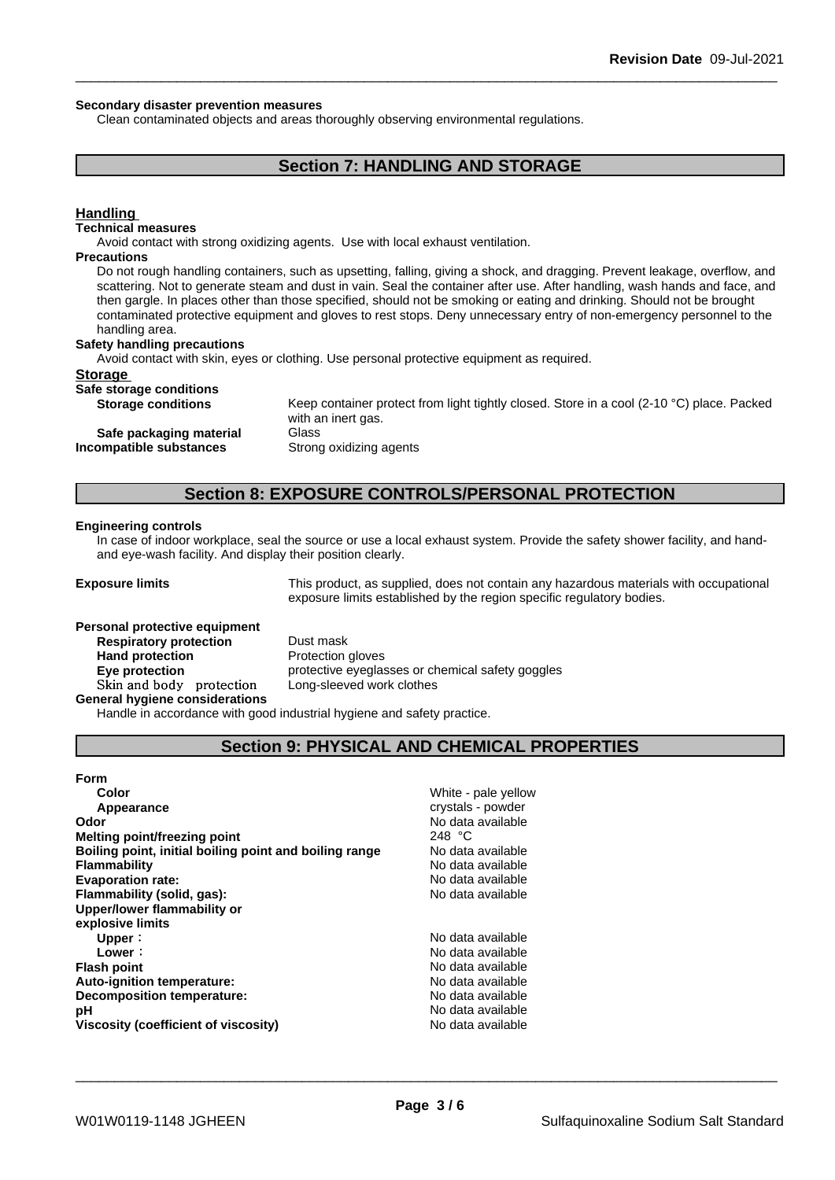**Secondary disaster prevention measures**

Clean contaminated objects and areas thoroughly observing environmental regulations.

## Section 7: HANDLING AND STORAGE

### Handling

**Technical measures**

Avoid contact with strong oxidizing agents. Use with local exhaust ventilation.

**Precautions**

Do not rough handling containers, such as upsetting, falling, giving a shock, and dragging. Prevent leakage, overflow, and scattering. Not to generate steam and dust in vain. Seal the container after use. After handling, wash hands and face, and then gargle. In places other than those specified, should not be smoking or eating and drinking. Should not be brought contaminated protective equipment and gloves to rest stops. Deny unnecessary entry of non-emergency personnel to the handling area.

**Safety handling precautions**

Avoid contact with skin, eyes or clothing. Use personal protective equipment as required.

### Storage

**Safe storage conditions**

| | |
|---|---|
| **Storage conditions** | Keep container protect from light tightly closed. Store in a cool (2-10 °C) place. Packed with an inert gas. |
| **Safe packaging material** | Glass |
| **Incompatible substances** | Strong oxidizing agents |

## Section 8: EXPOSURE CONTROLS/PERSONAL PROTECTION

**Engineering controls**

In case of indoor workplace, seal the source or use a local exhaust system. Provide the safety shower facility, and hand- and eye-wash facility. And display their position clearly.

| | |
|---|---|
| **Exposure limits** | This product, as supplied, does not contain any hazardous materials with occupational exposure limits established by the region specific regulatory bodies. |

**Personal protective equipment**

| | |
|---|---|
| **Respiratory protection** | Dust mask |
| **Hand protection** | Protection gloves |
| **Eye protection** | protective eyeglasses or chemical safety goggles |
| **Skin and body protection** | Long-sleeved work clothes |

**General hygiene considerations**

Handle in accordance with good industrial hygiene and safety practice.

## Section 9: PHYSICAL AND CHEMICAL PROPERTIES

| | |
|---|---|
| **Form** | |
| **Color** | White - pale yellow |
| **Appearance** | crystals - powder |
| **Odor** | No data available |
| **Melting point/freezing point** | 248 °C |
| **Boiling point, initial boiling point and boiling range** | No data available |
| **Flammability** | No data available |
| **Evaporation rate:** | No data available |
| **Flammability (solid, gas):** | No data available |
| **Upper/lower flammability or explosive limits** | |
| **Upper：** | No data available |
| **Lower：** | No data available |
| **Flash point** | No data available |
| **Auto-ignition temperature:** | No data available |
| **Decomposition temperature:** | No data available |
| **pH** | No data available |
| **Viscosity (coefficient of viscosity)** | No data available |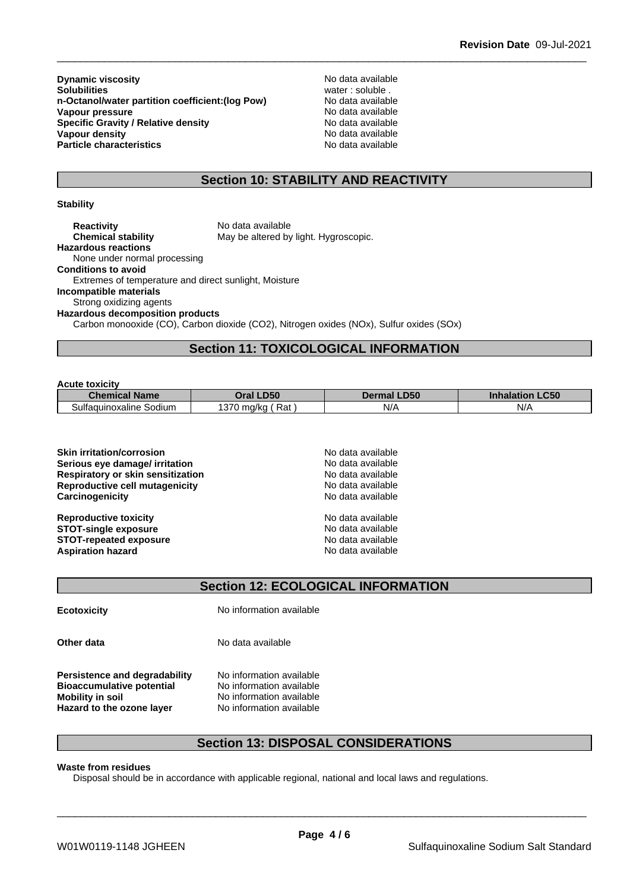| | |
|---|---|
| **Dynamic viscosity** | No data available |
| **Solubilities** | water : soluble . |
| **n-Octanol/water partition coefficient:(log Pow)** | No data available |
| **Vapour pressure** | No data available |
| **Specific Gravity / Relative density** | No data available |
| **Vapour density** | No data available |
| **Particle characteristics** | No data available |

## Section 10: STABILITY AND REACTIVITY

**Stability**

**Reactivity** No data available
**Chemical stability** May be altered by light. Hygroscopic.

**Hazardous reactions**
None under normal processing

**Conditions to avoid**
Extremes of temperature and direct sunlight, Moisture

**Incompatible materials**
Strong oxidizing agents

**Hazardous decomposition products**
Carbon monooxide (CO), Carbon dioxide (CO2), Nitrogen oxides (NOx), Sulfur oxides (SOx)

## Section 11: TOXICOLOGICAL INFORMATION

**Acute toxicity**

| Chemical Name | Oral LD50 | Dermal LD50 | Inhalation LC50 |
|---|---|---|---|
| Sulfaquinoxaline Sodium | 1370 mg/kg ( Rat ) | N/A | N/A |

| | |
|---|---|
| **Skin irritation/corrosion** | No data available |
| **Serious eye damage/ irritation** | No data available |
| **Respiratory or skin sensitization** | No data available |
| **Reproductive cell mutagenicity** | No data available |
| **Carcinogenicity** | No data available |
| **Reproductive toxicity** | No data available |
| **STOT-single exposure** | No data available |
| **STOT-repeated exposure** | No data available |
| **Aspiration hazard** | No data available |

## Section 12: ECOLOGICAL INFORMATION

**Ecotoxicity** No information available

**Other data** No data available

| | |
|---|---|
| **Persistence and degradability** | No information available |
| **Bioaccumulative potential** | No information available |
| **Mobility in soil** | No information available |
| **Hazard to the ozone layer** | No information available |

## Section 13: DISPOSAL CONSIDERATIONS

**Waste from residues**
Disposal should be in accordance with applicable regional, national and local laws and regulations.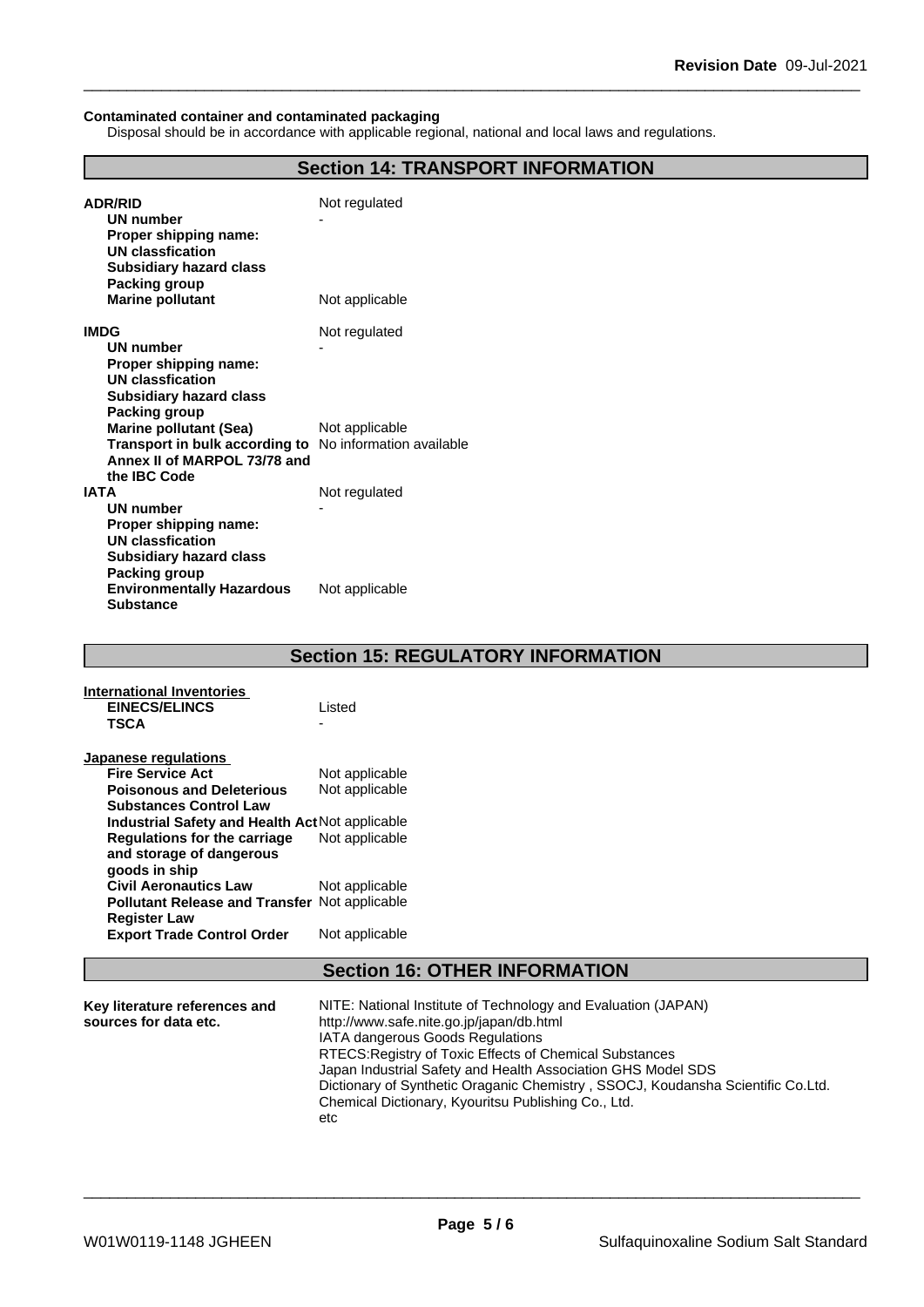**Contaminated container and contaminated packaging**

Disposal should be in accordance with applicable regional, national and local laws and regulations.

## Section 14: TRANSPORT INFORMATION

| | |
|---|---|
| **ADR/RID** | Not regulated |
| **UN number** | - |
| **Proper shipping name:** | |
| **UN classfication** | |
| **Subsidiary hazard class** | |
| **Packing group** | |
| **Marine pollutant** | Not applicable |
| **IMDG** | Not regulated |
| **UN number** | - |
| **Proper shipping name:** | |
| **UN classfication** | |
| **Subsidiary hazard class** | |
| **Packing group** | |
| **Marine pollutant (Sea)** | Not applicable |
| **Transport in bulk according to Annex II of MARPOL 73/78 and the IBC Code** | No information available |
| **IATA** | Not regulated |
| **UN number** | - |
| **Proper shipping name:** | |
| **UN classfication** | |
| **Subsidiary hazard class** | |
| **Packing group** | |
| **Environmentally Hazardous Substance** | Not applicable |

## Section 15: REGULATORY INFORMATION

**International Inventories**

| | |
|---|---|
| **EINECS/ELINCS** | Listed |
| **TSCA** | - |

**Japanese regulations**

| | |
|---|---|
| **Fire Service Act** | Not applicable |
| **Poisonous and Deleterious Substances Control Law** | Not applicable |
| **Industrial Safety and Health Act** | Not applicable |
| **Regulations for the carriage and storage of dangerous goods in ship** | Not applicable |
| **Civil Aeronautics Law** | Not applicable |
| **Pollutant Release and Transfer Register Law** | Not applicable |
| **Export Trade Control Order** | Not applicable |

## Section 16: OTHER INFORMATION

**Key literature references and sources for data etc.**

NITE: National Institute of Technology and Evaluation (JAPAN)
http://www.safe.nite.go.jp/japan/db.html
IATA dangerous Goods Regulations
RTECS:Registry of Toxic Effects of Chemical Substances
Japan Industrial Safety and Health Association GHS Model SDS
Dictionary of Synthetic Oraganic Chemistry , SSOCJ, Koudansha Scientific Co.Ltd.
Chemical Dictionary, Kyouritsu Publishing Co., Ltd.
etc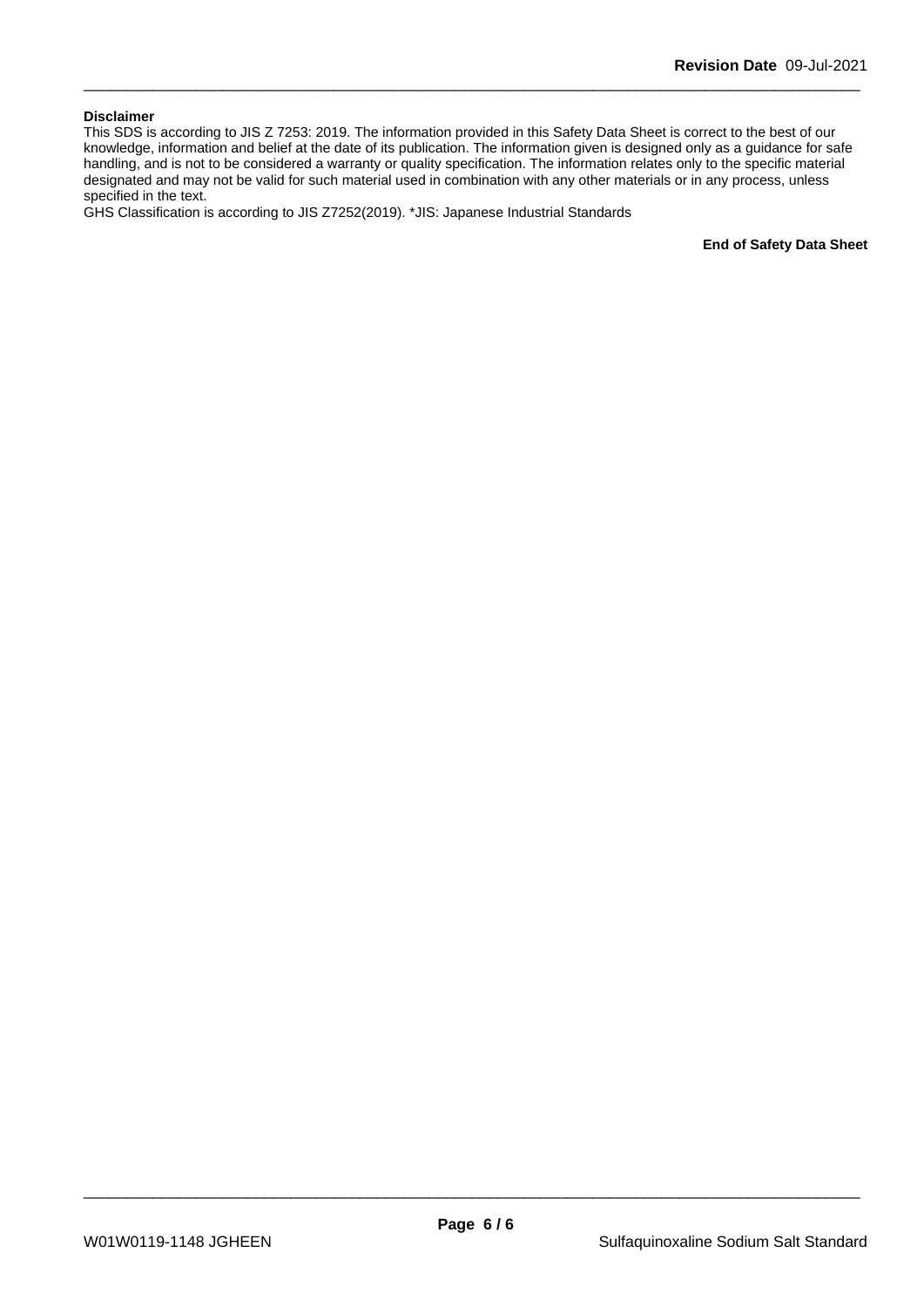**Disclaimer**

This SDS is according to JIS Z 7253: 2019. The information provided in this Safety Data Sheet is correct to the best of our knowledge, information and belief at the date of its publication. The information given is designed only as a guidance for safe handling, and is not to be considered a warranty or quality specification. The information relates only to the specific material designated and may not be valid for such material used in combination with any other materials or in any process, unless specified in the text.

GHS Classification is according to JIS Z7252(2019). *JIS: Japanese Industrial Standards

**End of Safety Data Sheet**